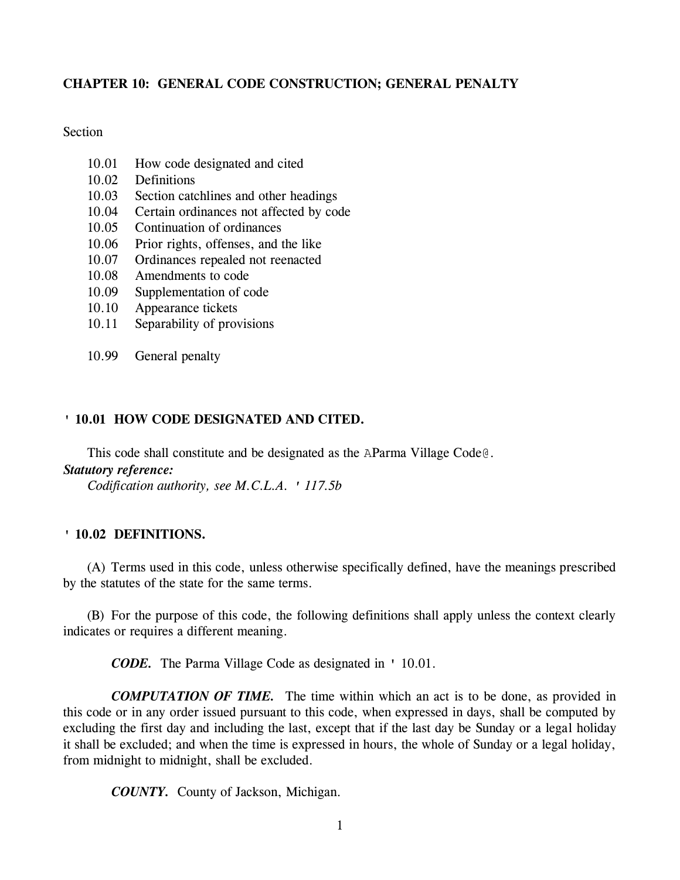# CHAPTER 10: GENERAL CODE CONSTRUCTION; GENERAL PENALTY

Section

- 10.01 How code designated and cited
- 10.02 Definitions
- 10.03 Section catchlines and other headings
- 10.04 Certain ordinances not affected by code
- 10.05 Continuation of ordinances
- 10.06 Prior rights, offenses, and the like
- 10.07 Ordinances repealed not reenacted
- 10.08 Amendments to code
- 10.09 Supplementation of code
- 10.10 Appearance tickets
- 10.11 Separability of provisions

- 10.99 General penalty

## ' 10.01 HOW CODE DESIGNATED AND CITED.

This code shall constitute and be designated as the AParma Village Code@.

***Statutory reference:***

*Codification authority, see M.C.L.A. ' 117.5b*

## ' 10.02 DEFINITIONS.

(A) Terms used in this code, unless otherwise specifically defined, have the meanings prescribed by the statutes of the state for the same terms.

(B) For the purpose of this code, the following definitions shall apply unless the context clearly indicates or requires a different meaning.

***CODE.*** The Parma Village Code as designated in ' 10.01.

***COMPUTATION OF TIME.*** The time within which an act is to be done, as provided in this code or in any order issued pursuant to this code, when expressed in days, shall be computed by excluding the first day and including the last, except that if the last day be Sunday or a legal holiday it shall be excluded; and when the time is expressed in hours, the whole of Sunday or a legal holiday, from midnight to midnight, shall be excluded.

***COUNTY.*** County of Jackson, Michigan.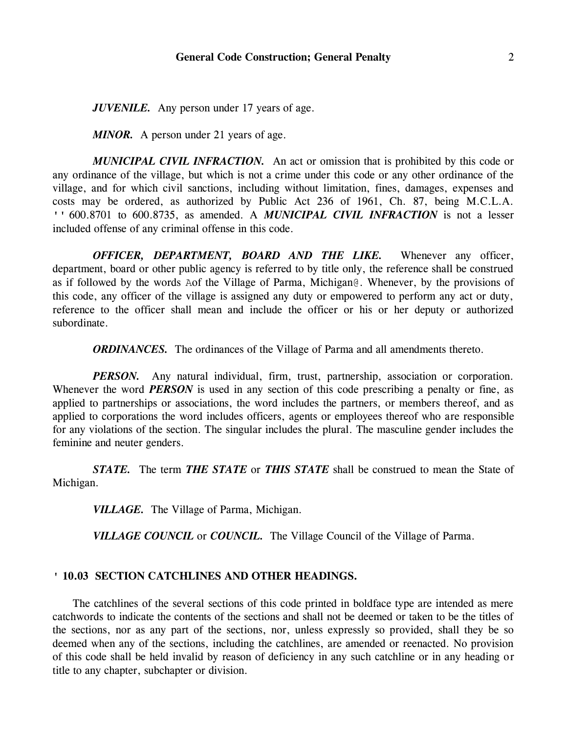***JUVENILE.*** Any person under 17 years of age.

***MINOR.*** A person under 21 years of age.

***MUNICIPAL CIVIL INFRACTION.*** An act or omission that is prohibited by this code or any ordinance of the village, but which is not a crime under this code or any other ordinance of the village, and for which civil sanctions, including without limitation, fines, damages, expenses and costs may be ordered, as authorized by Public Act 236 of 1961, Ch. 87, being M.C.L.A. '' 600.8701 to 600.8735, as amended. A ***MUNICIPAL CIVIL INFRACTION*** is not a lesser included offense of any criminal offense in this code.

***OFFICER, DEPARTMENT, BOARD AND THE LIKE.*** Whenever any officer, department, board or other public agency is referred to by title only, the reference shall be construed as if followed by the words Aof the Village of Parma, Michigan@. Whenever, by the provisions of this code, any officer of the village is assigned any duty or empowered to perform any act or duty, reference to the officer shall mean and include the officer or his or her deputy or authorized subordinate.

***ORDINANCES.*** The ordinances of the Village of Parma and all amendments thereto.

***PERSON.*** Any natural individual, firm, trust, partnership, association or corporation. Whenever the word ***PERSON*** is used in any section of this code prescribing a penalty or fine, as applied to partnerships or associations, the word includes the partners, or members thereof, and as applied to corporations the word includes officers, agents or employees thereof who are responsible for any violations of the section. The singular includes the plural. The masculine gender includes the feminine and neuter genders.

***STATE.*** The term ***THE STATE*** or ***THIS STATE*** shall be construed to mean the State of Michigan.

***VILLAGE.*** The Village of Parma, Michigan.

***VILLAGE COUNCIL*** or ***COUNCIL.*** The Village Council of the Village of Parma.

## ' 10.03 SECTION CATCHLINES AND OTHER HEADINGS.

The catchlines of the several sections of this code printed in boldface type are intended as mere catchwords to indicate the contents of the sections and shall not be deemed or taken to be the titles of the sections, nor as any part of the sections, nor, unless expressly so provided, shall they be so deemed when any of the sections, including the catchlines, are amended or reenacted. No provision of this code shall be held invalid by reason of deficiency in any such catchline or in any heading or title to any chapter, subchapter or division.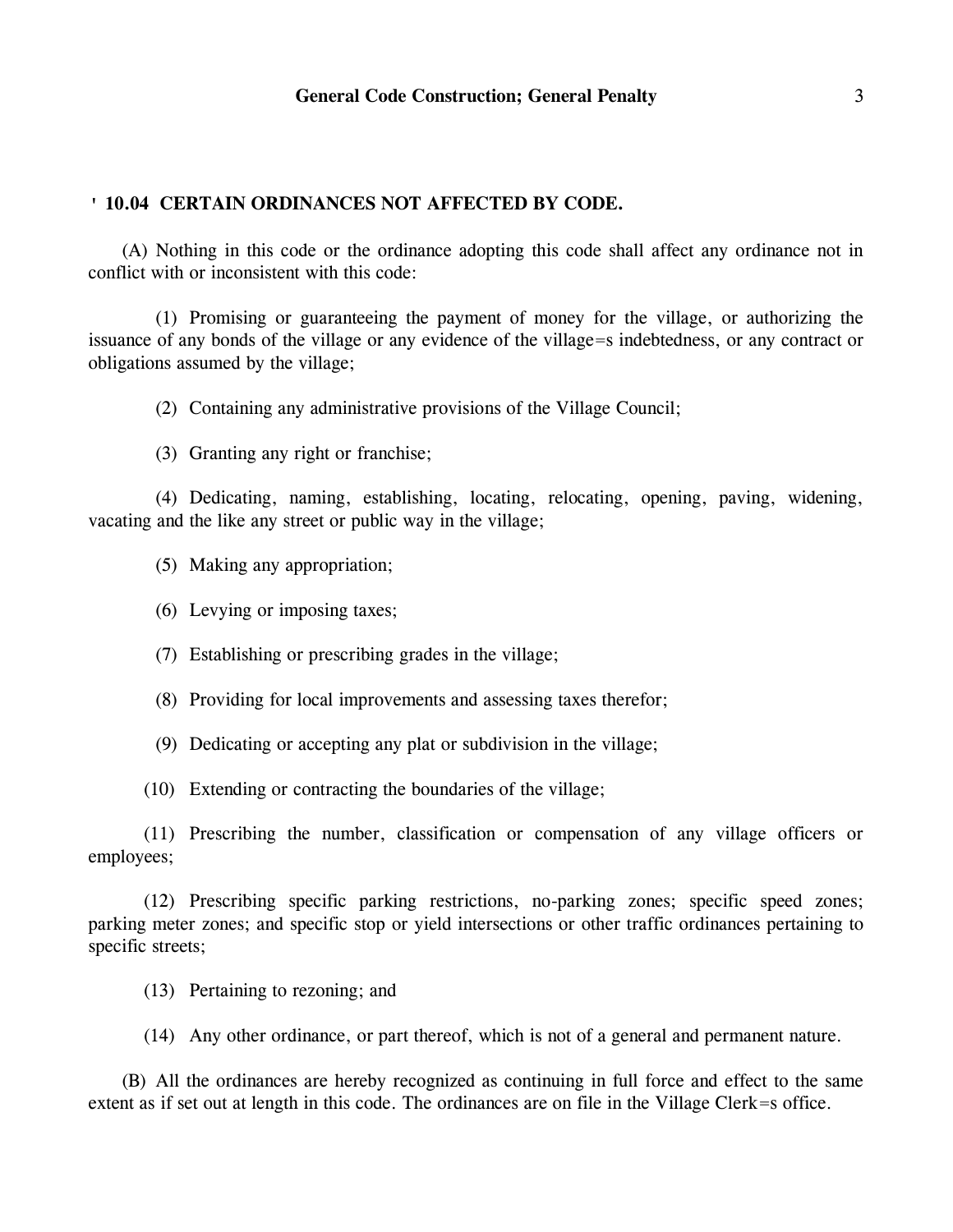## ' 10.04 CERTAIN ORDINANCES NOT AFFECTED BY CODE.

(A) Nothing in this code or the ordinance adopting this code shall affect any ordinance not in conflict with or inconsistent with this code:

(1) Promising or guaranteeing the payment of money for the village, or authorizing the issuance of any bonds of the village or any evidence of the village=s indebtedness, or any contract or obligations assumed by the village;

(2) Containing any administrative provisions of the Village Council;

(3) Granting any right or franchise;

(4) Dedicating, naming, establishing, locating, relocating, opening, paving, widening, vacating and the like any street or public way in the village;

(5) Making any appropriation;

(6) Levying or imposing taxes;

(7) Establishing or prescribing grades in the village;

(8) Providing for local improvements and assessing taxes therefor;

(9) Dedicating or accepting any plat or subdivision in the village;

(10) Extending or contracting the boundaries of the village;

(11) Prescribing the number, classification or compensation of any village officers or employees;

(12) Prescribing specific parking restrictions, no-parking zones; specific speed zones; parking meter zones; and specific stop or yield intersections or other traffic ordinances pertaining to specific streets;

(13) Pertaining to rezoning; and

(14) Any other ordinance, or part thereof, which is not of a general and permanent nature.

(B) All the ordinances are hereby recognized as continuing in full force and effect to the same extent as if set out at length in this code. The ordinances are on file in the Village Clerk=s office.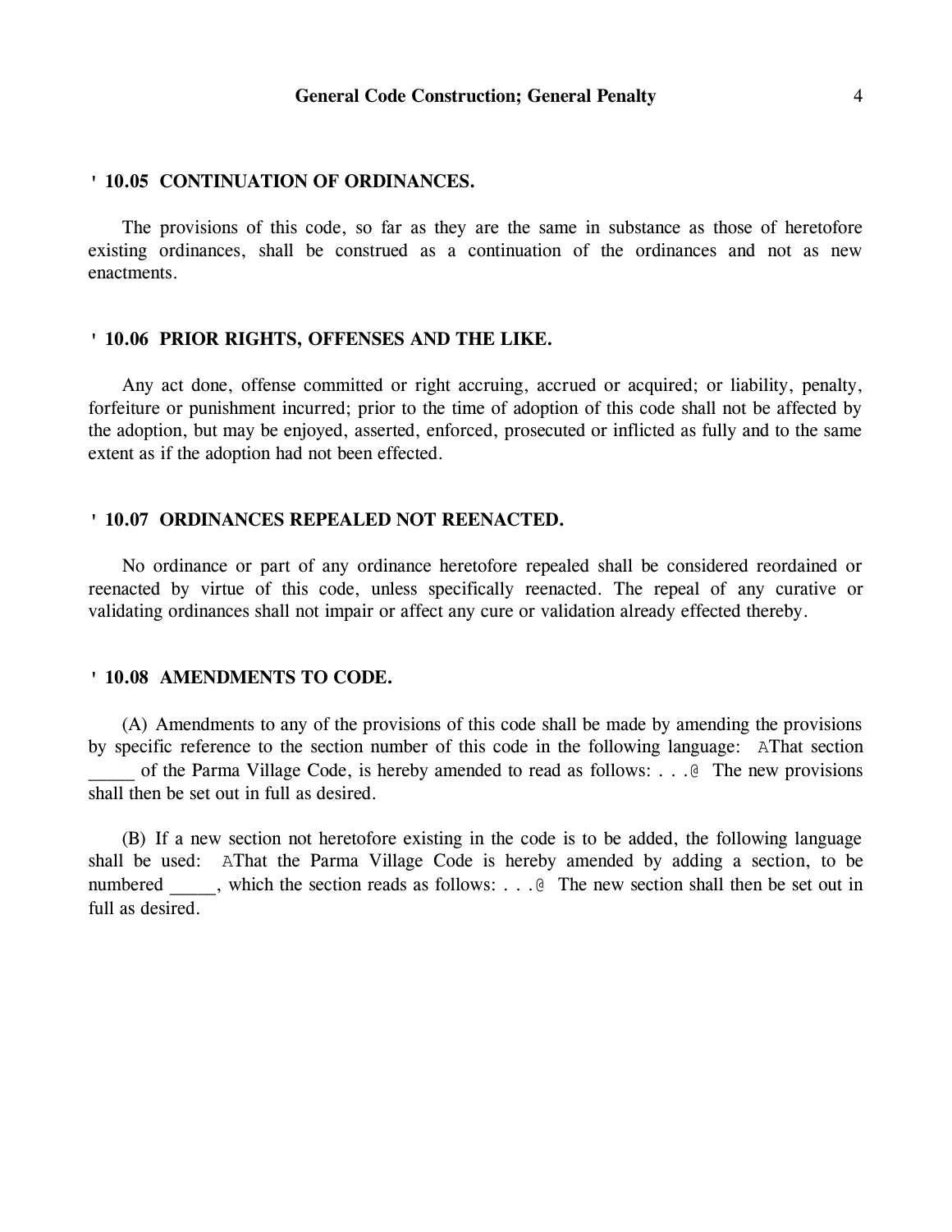## ' 10.05 CONTINUATION OF ORDINANCES.

The provisions of this code, so far as they are the same in substance as those of heretofore existing ordinances, shall be construed as a continuation of the ordinances and not as new enactments.

## ' 10.06 PRIOR RIGHTS, OFFENSES AND THE LIKE.

Any act done, offense committed or right accruing, accrued or acquired; or liability, penalty, forfeiture or punishment incurred; prior to the time of adoption of this code shall not be affected by the adoption, but may be enjoyed, asserted, enforced, prosecuted or inflicted as fully and to the same extent as if the adoption had not been effected.

## ' 10.07 ORDINANCES REPEALED NOT REENACTED.

No ordinance or part of any ordinance heretofore repealed shall be considered reordained or reenacted by virtue of this code, unless specifically reenacted. The repeal of any curative or validating ordinances shall not impair or affect any cure or validation already effected thereby.

## ' 10.08 AMENDMENTS TO CODE.

(A) Amendments to any of the provisions of this code shall be made by amending the provisions by specific reference to the section number of this code in the following language: AThat section _____ of the Parma Village Code, is hereby amended to read as follows: . . .@ The new provisions shall then be set out in full as desired.

(B) If a new section not heretofore existing in the code is to be added, the following language shall be used: AThat the Parma Village Code is hereby amended by adding a section, to be numbered _____, which the section reads as follows: . . .@ The new section shall then be set out in full as desired.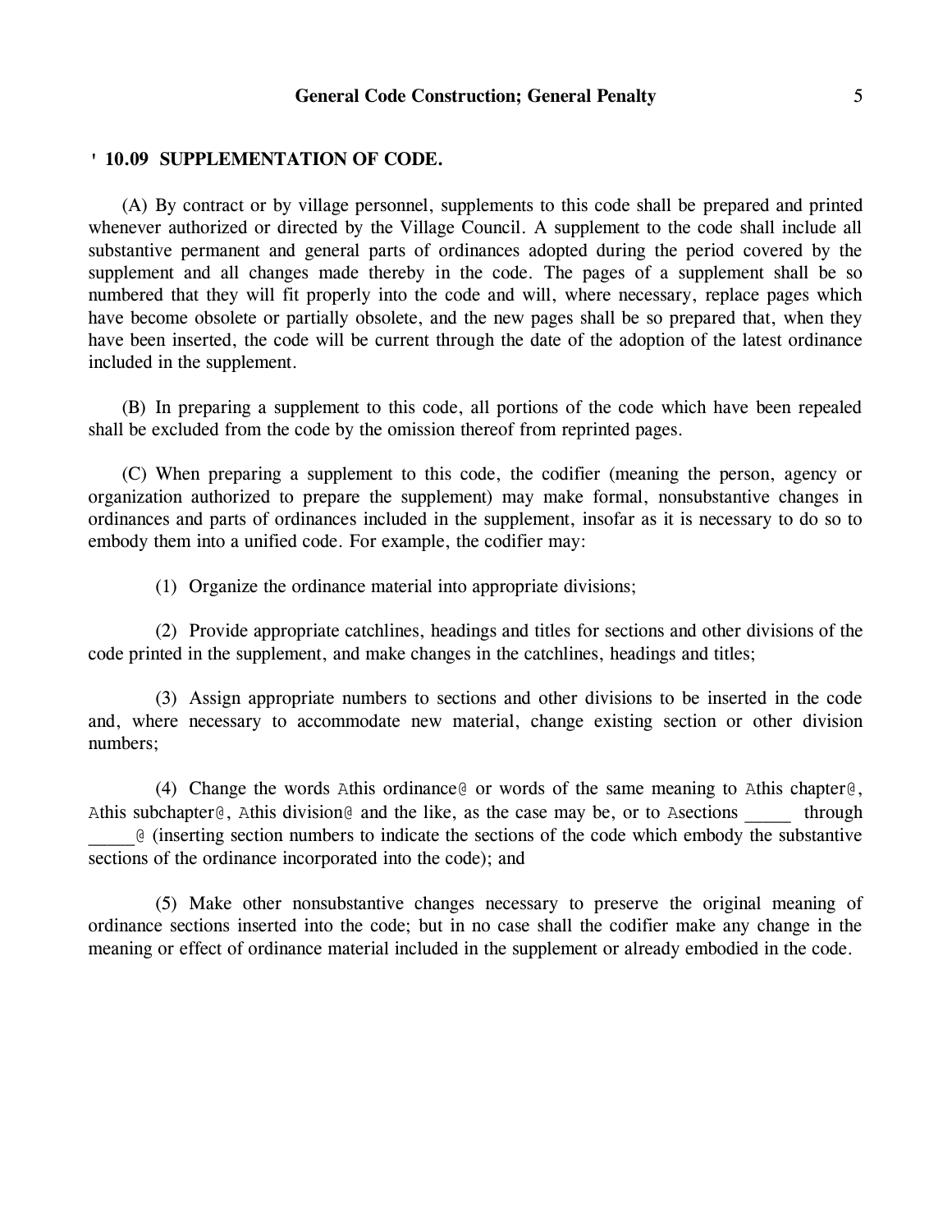## ' 10.09 SUPPLEMENTATION OF CODE.

(A) By contract or by village personnel, supplements to this code shall be prepared and printed whenever authorized or directed by the Village Council. A supplement to the code shall include all substantive permanent and general parts of ordinances adopted during the period covered by the supplement and all changes made thereby in the code. The pages of a supplement shall be so numbered that they will fit properly into the code and will, where necessary, replace pages which have become obsolete or partially obsolete, and the new pages shall be so prepared that, when they have been inserted, the code will be current through the date of the adoption of the latest ordinance included in the supplement.

(B) In preparing a supplement to this code, all portions of the code which have been repealed shall be excluded from the code by the omission thereof from reprinted pages.

(C) When preparing a supplement to this code, the codifier (meaning the person, agency or organization authorized to prepare the supplement) may make formal, nonsubstantive changes in ordinances and parts of ordinances included in the supplement, insofar as it is necessary to do so to embody them into a unified code. For example, the codifier may:

(1) Organize the ordinance material into appropriate divisions;

(2) Provide appropriate catchlines, headings and titles for sections and other divisions of the code printed in the supplement, and make changes in the catchlines, headings and titles;

(3) Assign appropriate numbers to sections and other divisions to be inserted in the code and, where necessary to accommodate new material, change existing section or other division numbers;

(4) Change the words Athis ordinance@ or words of the same meaning to Athis chapter@, Athis subchapter@, Athis division@ and the like, as the case may be, or to Asections _____ through _____@ (inserting section numbers to indicate the sections of the code which embody the substantive sections of the ordinance incorporated into the code); and

(5) Make other nonsubstantive changes necessary to preserve the original meaning of ordinance sections inserted into the code; but in no case shall the codifier make any change in the meaning or effect of ordinance material included in the supplement or already embodied in the code.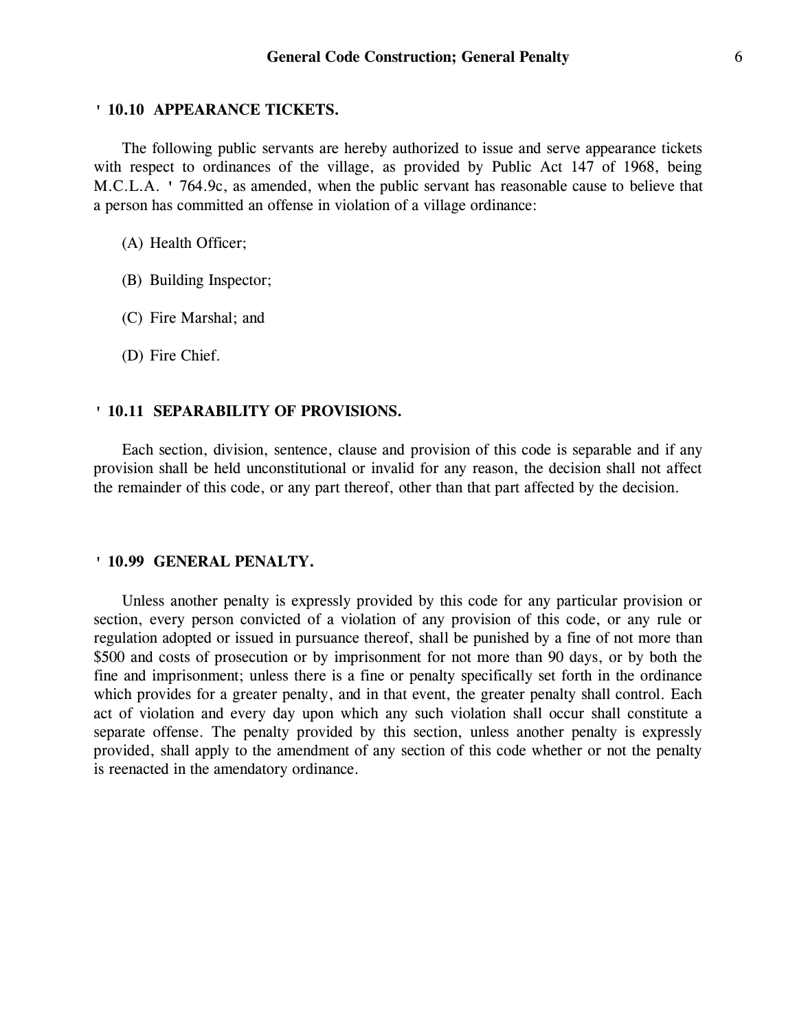## ' 10.10 APPEARANCE TICKETS.

The following public servants are hereby authorized to issue and serve appearance tickets with respect to ordinances of the village, as provided by Public Act 147 of 1968, being M.C.L.A. ' 764.9c, as amended, when the public servant has reasonable cause to believe that a person has committed an offense in violation of a village ordinance:

(A) Health Officer;

(B) Building Inspector;

(C) Fire Marshal; and

(D) Fire Chief.

## ' 10.11 SEPARABILITY OF PROVISIONS.

Each section, division, sentence, clause and provision of this code is separable and if any provision shall be held unconstitutional or invalid for any reason, the decision shall not affect the remainder of this code, or any part thereof, other than that part affected by the decision.

## ' 10.99 GENERAL PENALTY.

Unless another penalty is expressly provided by this code for any particular provision or section, every person convicted of a violation of any provision of this code, or any rule or regulation adopted or issued in pursuance thereof, shall be punished by a fine of not more than $500 and costs of prosecution or by imprisonment for not more than 90 days, or by both the fine and imprisonment; unless there is a fine or penalty specifically set forth in the ordinance which provides for a greater penalty, and in that event, the greater penalty shall control. Each act of violation and every day upon which any such violation shall occur shall constitute a separate offense. The penalty provided by this section, unless another penalty is expressly provided, shall apply to the amendment of any section of this code whether or not the penalty is reenacted in the amendatory ordinance.